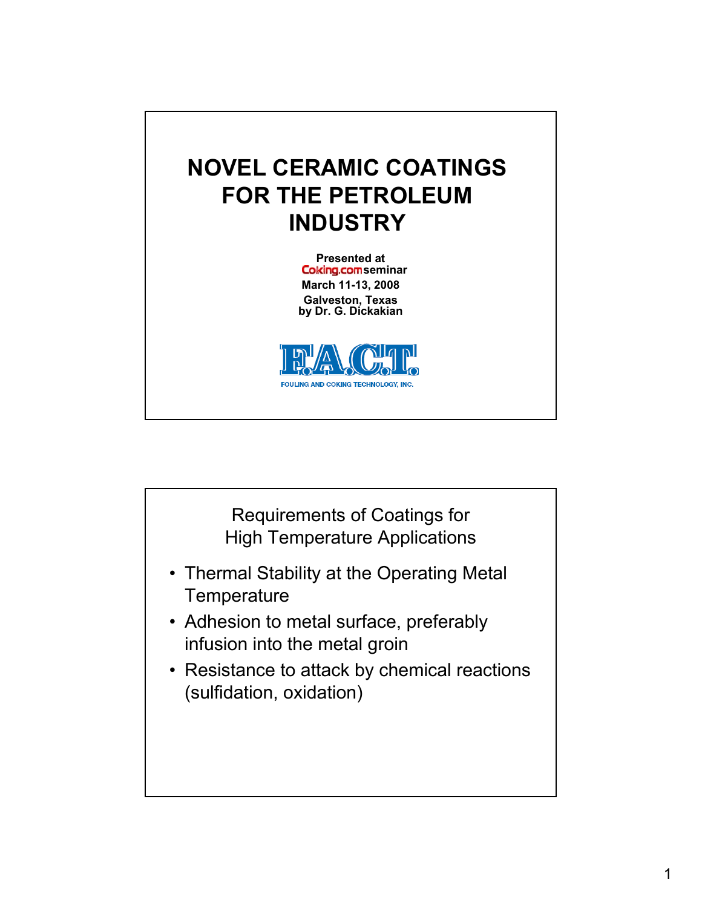# NOVEL CERAMIC COATINGS FOR THE PETROLEUM INDUSTRY

**Presented at**
**Coking.com seminar**
**March 11-13, 2008**
**Galveston, Texas**
**by Dr. G. Dickakian**

**F.A.C.T.**
FOULING AND COKING TECHNOLOGY, INC.

## Requirements of Coatings for High Temperature Applications

- Thermal Stability at the Operating Metal Temperature
- Adhesion to metal surface, preferably infusion into the metal groin
- Resistance to attack by chemical reactions (sulfidation, oxidation)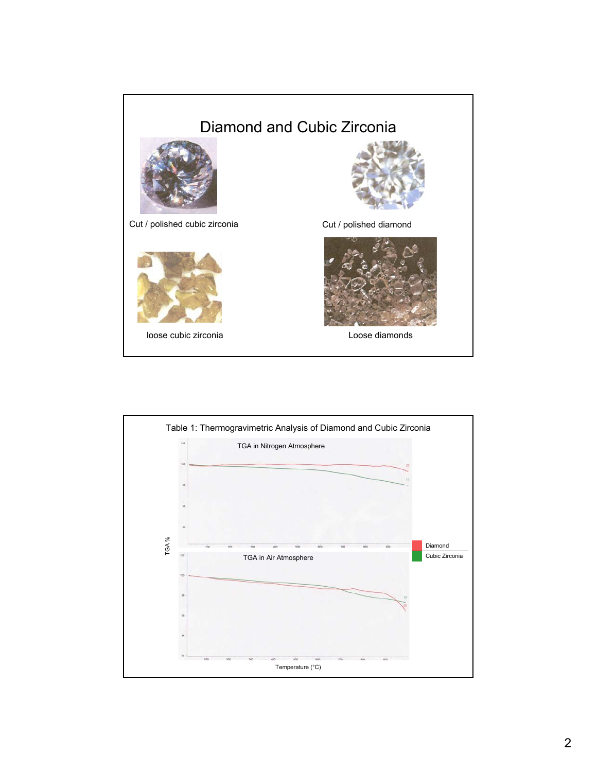# Diamond and Cubic Zirconia

Cut / polished cubic zirconia

Cut / polished diamond

loose cubic zirconia

Loose diamonds

Table 1: Thermogravimetric Analysis of Diamond and Cubic Zirconia

TGA in Nitrogen Atmosphere

TGA in Air Atmosphere

TGA %

Temperature (°C)

Diamond

Cubic Zirconia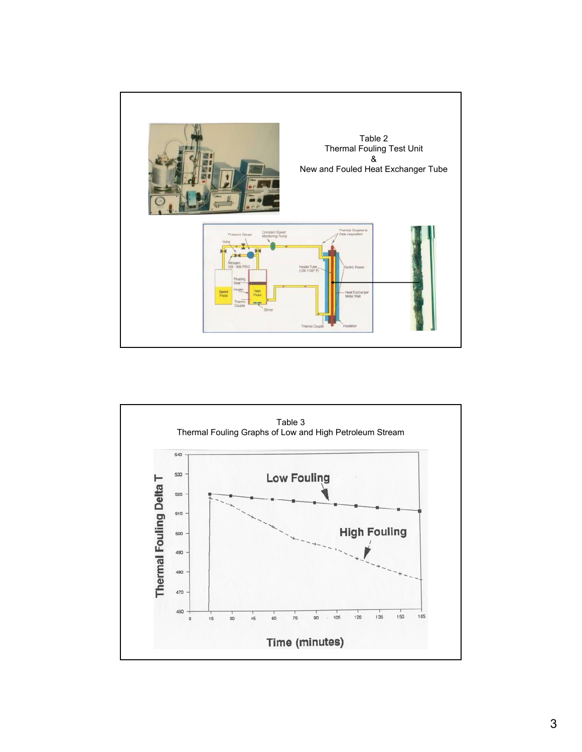Table 2
Thermal Fouling Test Unit
&
New and Fouled Heat Exchanger Tube

Table 3
Thermal Fouling Graphs of Low and High Petroleum Stream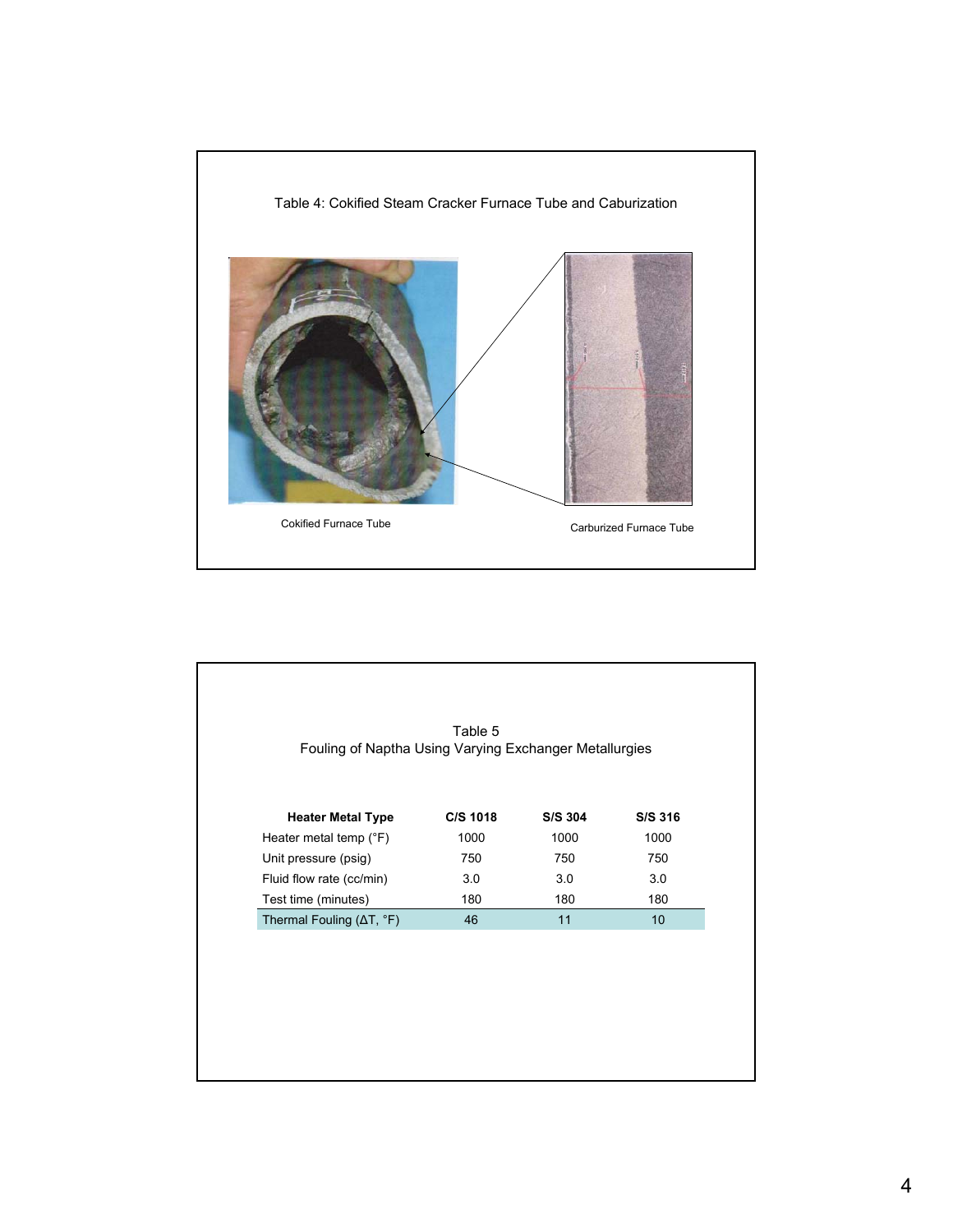Table 4: Cokified Steam Cracker Furnace Tube and Caburization

Cokified Furnace Tube

Carburized Furnace Tube

Table 5
Fouling of Naptha Using Varying Exchanger Metallurgies

| Heater Metal Type | C/S 1018 | S/S 304 | S/S 316 |
|---|---|---|---|
| Heater metal temp (°F) | 1000 | 1000 | 1000 |
| Unit pressure (psig) | 750 | 750 | 750 |
| Fluid flow rate (cc/min) | 3.0 | 3.0 | 3.0 |
| Test time (minutes) | 180 | 180 | 180 |
| Thermal Fouling ($\Delta$T, °F) | 46 | 11 | 10 |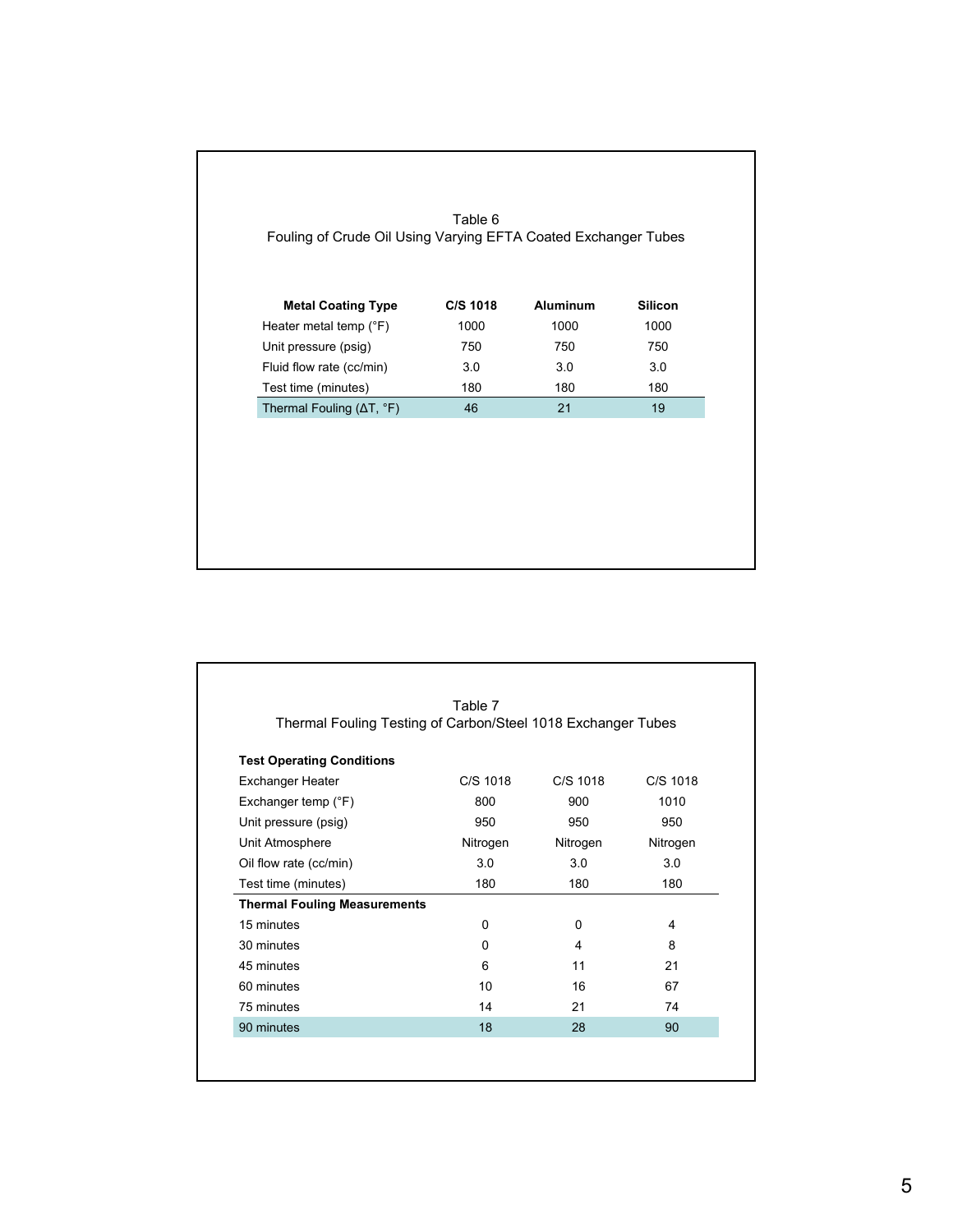Table 6
Fouling of Crude Oil Using Varying EFTA Coated Exchanger Tubes

| Metal Coating Type | C/S 1018 | Aluminum | Silicon |
|---|---|---|---|
| Heater metal temp (°F) | 1000 | 1000 | 1000 |
| Unit pressure (psig) | 750 | 750 | 750 |
| Fluid flow rate (cc/min) | 3.0 | 3.0 | 3.0 |
| Test time (minutes) | 180 | 180 | 180 |
| Thermal Fouling (ΔT, °F) | 46 | 21 | 19 |

Table 7
Thermal Fouling Testing of Carbon/Steel 1018 Exchanger Tubes

| **Test Operating Conditions** | | | |
|---|---|---|---|
| Exchanger Heater | C/S 1018 | C/S 1018 | C/S 1018 |
| Exchanger temp (°F) | 800 | 900 | 1010 |
| Unit pressure (psig) | 950 | 950 | 950 |
| Unit Atmosphere | Nitrogen | Nitrogen | Nitrogen |
| Oil flow rate (cc/min) | 3.0 | 3.0 | 3.0 |
| Test time (minutes) | 180 | 180 | 180 |
| **Thermal Fouling Measurements** | | | |
| 15 minutes | 0 | 0 | 4 |
| 30 minutes | 0 | 4 | 8 |
| 45 minutes | 6 | 11 | 21 |
| 60 minutes | 10 | 16 | 67 |
| 75 minutes | 14 | 21 | 74 |
| 90 minutes | 18 | 28 | 90 |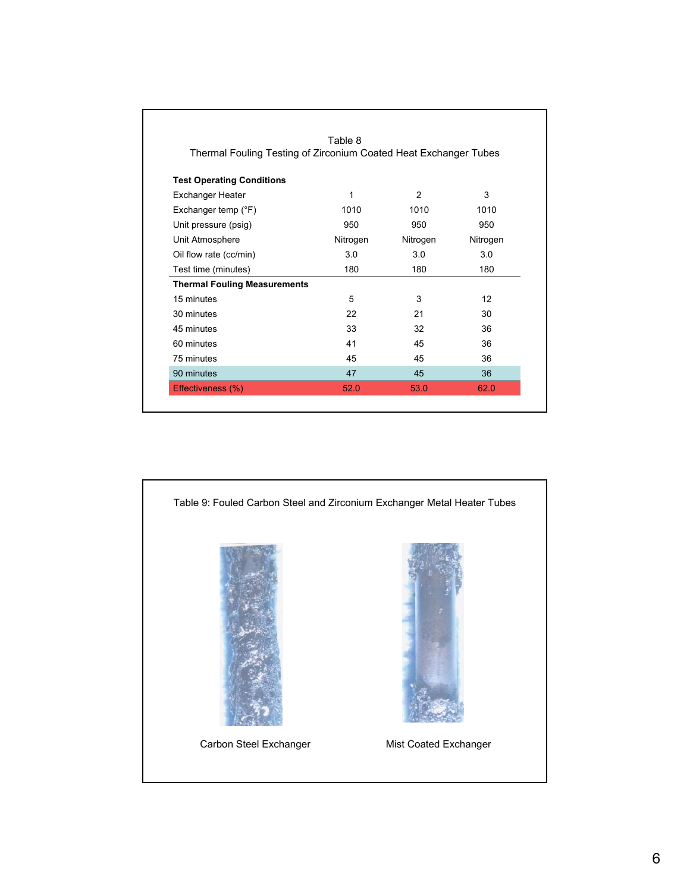Table 8

Thermal Fouling Testing of Zirconium Coated Heat Exchanger Tubes

| **Test Operating Conditions** | | | |
|---|---|---|---|
| Exchanger Heater | 1 | 2 | 3 |
| Exchanger temp (°F) | 1010 | 1010 | 1010 |
| Unit pressure (psig) | 950 | 950 | 950 |
| Unit Atmosphere | Nitrogen | Nitrogen | Nitrogen |
| Oil flow rate (cc/min) | 3.0 | 3.0 | 3.0 |
| Test time (minutes) | 180 | 180 | 180 |
| **Thermal Fouling Measurements** | | | |
| 15 minutes | 5 | 3 | 12 |
| 30 minutes | 22 | 21 | 30 |
| 45 minutes | 33 | 32 | 36 |
| 60 minutes | 41 | 45 | 36 |
| 75 minutes | 45 | 45 | 36 |
| 90 minutes | 47 | 45 | 36 |
| Effectiveness (%) | 52.0 | 53.0 | 62.0 |

Table 9: Fouled Carbon Steel and Zirconium Exchanger Metal Heater Tubes

Carbon Steel Exchanger

Mist Coated Exchanger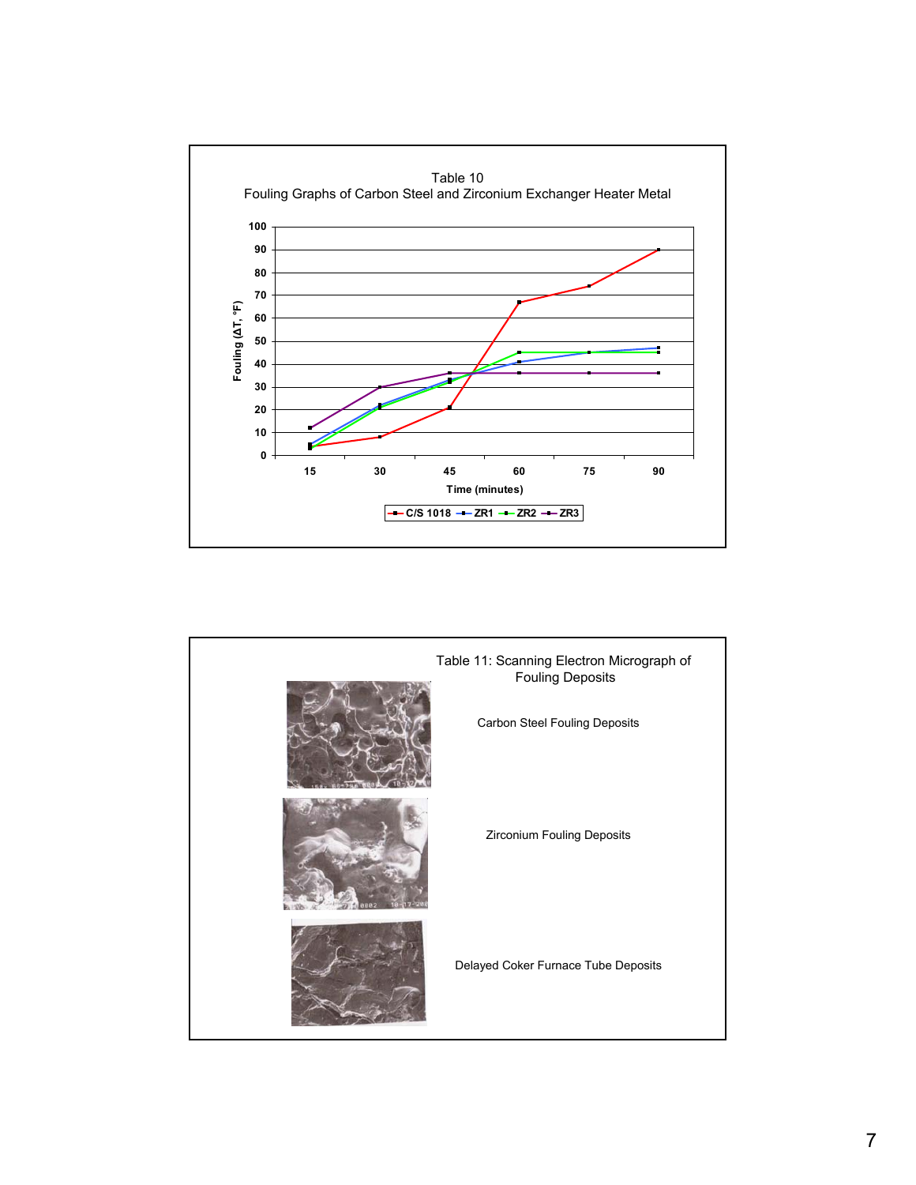Table 10

Fouling Graphs of Carbon Steel and Zirconium Exchanger Heater Metal

Fouling (ΔT, °F)

Time (minutes)

C/S 1018 — ZR1 — ZR2 — ZR3

Table 11: Scanning Electron Micrograph of Fouling Deposits

Carbon Steel Fouling Deposits

Zirconium Fouling Deposits

Delayed Coker Furnace Tube Deposits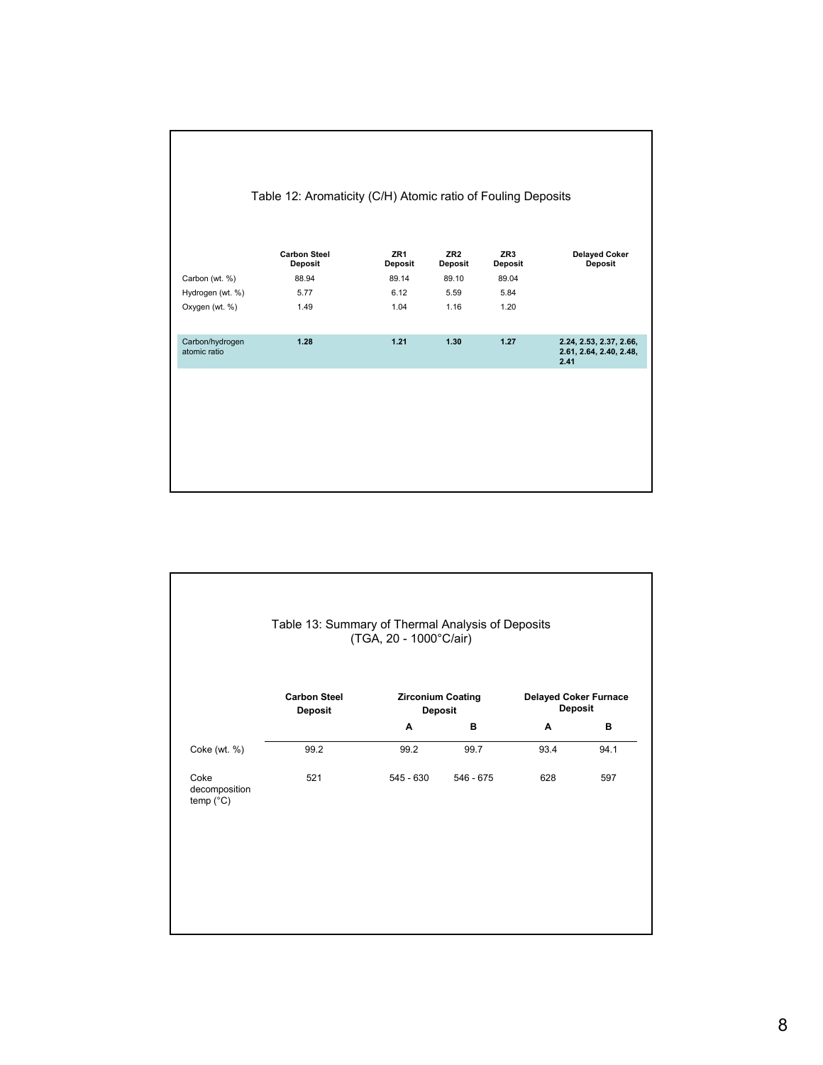## Table 12: Aromaticity (C/H) Atomic ratio of Fouling Deposits

| | Carbon Steel Deposit | ZR1 Deposit | ZR2 Deposit | ZR3 Deposit | Delayed Coker Deposit |
|---|---|---|---|---|---|
| Carbon (wt. %) | 88.94 | 89.14 | 89.10 | 89.04 | |
| Hydrogen (wt. %) | 5.77 | 6.12 | 5.59 | 5.84 | |
| Oxygen (wt. %) | 1.49 | 1.04 | 1.16 | 1.20 | |
| Carbon/hydrogen atomic ratio | **1.28** | **1.21** | **1.30** | **1.27** | **2.24, 2.53, 2.37, 2.66, 2.61, 2.64, 2.40, 2.48, 2.41** |

## Table 13: Summary of Thermal Analysis of Deposits (TGA, 20 - 1000°C/air)

| | Carbon Steel Deposit | Zirconium Coating Deposit | | Delayed Coker Furnace Deposit | |
|---|---|---|---|---|---|
| | | A | B | A | B |
| Coke (wt. %) | 99.2 | 99.2 | 99.7 | 93.4 | 94.1 |
| Coke decomposition temp (°C) | 521 | 545 - 630 | 546 - 675 | 628 | 597 |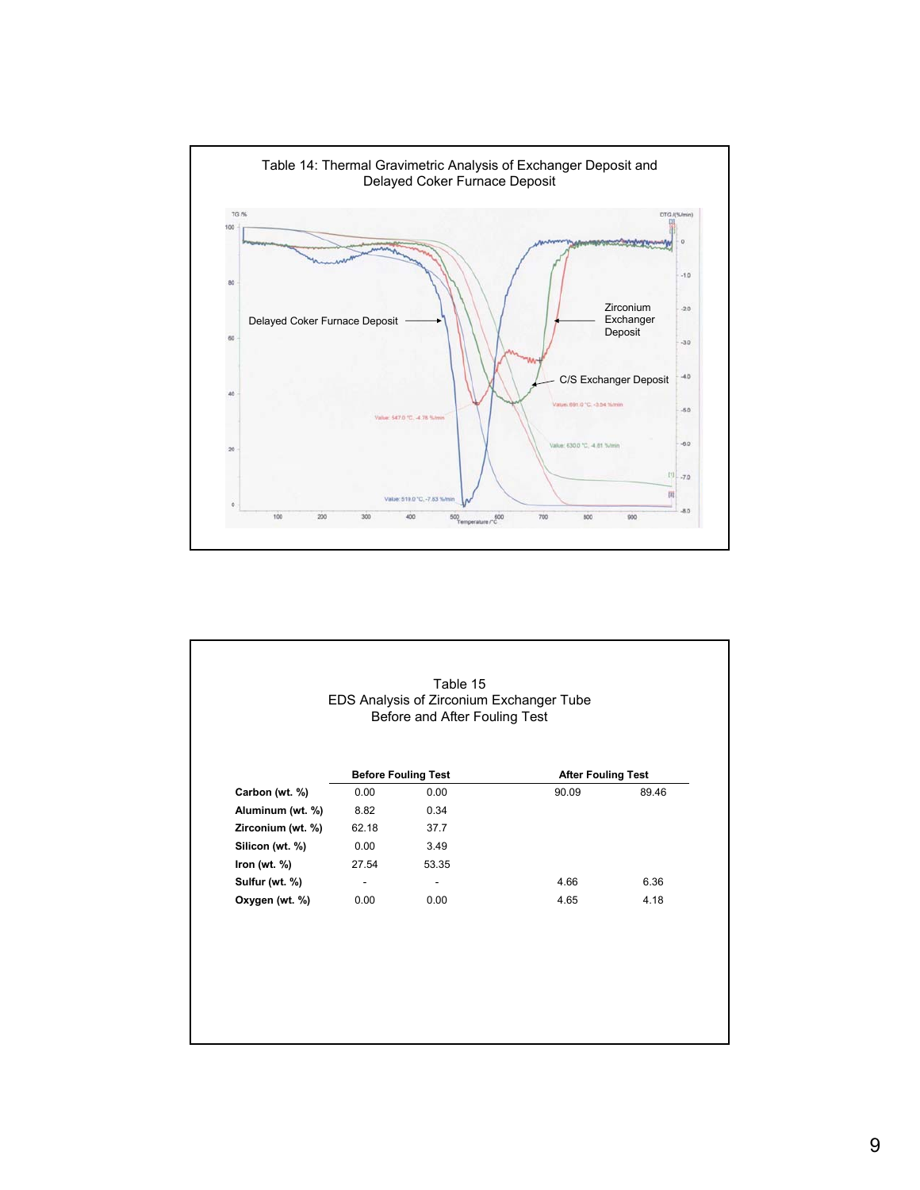Table 14: Thermal Gravimetric Analysis of Exchanger Deposit and Delayed Coker Furnace Deposit

Table 15
EDS Analysis of Zirconium Exchanger Tube
Before and After Fouling Test

| | Before Fouling Test | | After Fouling Test | |
|---|---|---|---|---|
| **Carbon (wt. %)** | 0.00 | 0.00 | 90.09 | 89.46 |
| **Aluminum (wt. %)** | 8.82 | 0.34 | | |
| **Zirconium (wt. %)** | 62.18 | 37.7 | | |
| **Silicon (wt. %)** | 0.00 | 3.49 | | |
| **Iron (wt. %)** | 27.54 | 53.35 | | |
| **Sulfur (wt. %)** | - | - | 4.66 | 6.36 |
| **Oxygen (wt. %)** | 0.00 | 0.00 | 4.65 | 4.18 |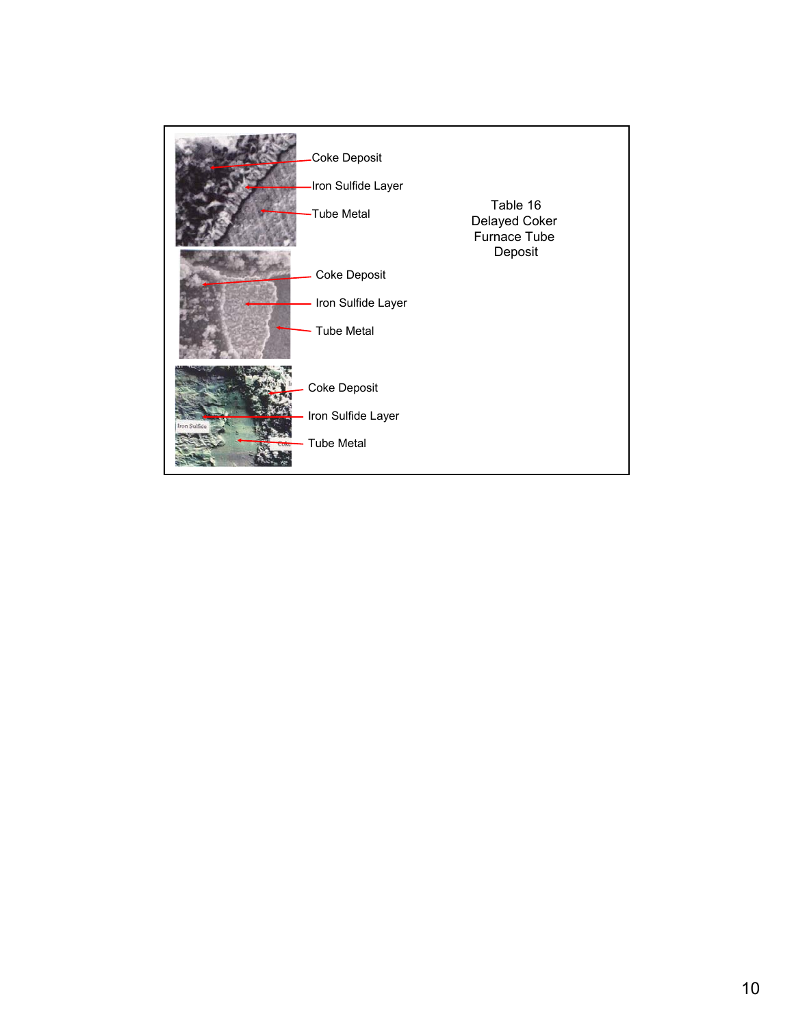Coke Deposit

Iron Sulfide Layer

Tube Metal

Coke Deposit

Iron Sulfide Layer

Tube Metal

Coke Deposit

Iron Sulfide Layer

Tube Metal

Table 16
Delayed Coker
Furnace Tube
Deposit